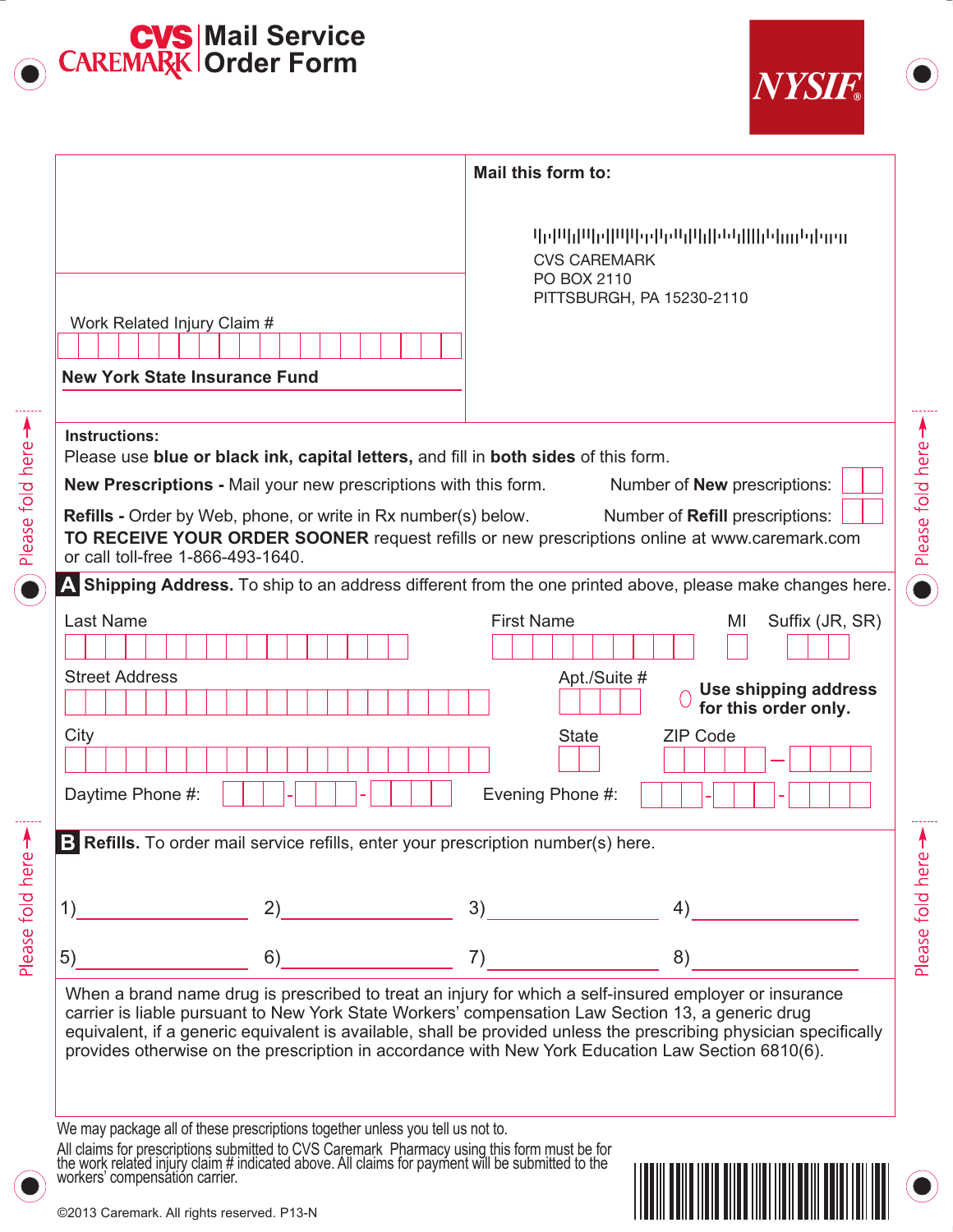# CVS CAREMARK Mail Service Order Form

NYSIF

Work Related Injury Claim #

New York State Insurance Fund

**Mail this form to:**

CVS CAREMARK
PO BOX 2110
PITTSBURGH, PA 15230-2110

Please fold here

**Instructions:**
Please use **blue or black ink, capital letters,** and fill in **both sides** of this form.

**New Prescriptions -** Mail your new prescriptions with this form. Number of **New** prescriptions:

**Refills -** Order by Web, phone, or write in Rx number(s) below. Number of **Refill** prescriptions:

**TO RECEIVE YOUR ORDER SOONER** request refills or new prescriptions online at www.caremark.com or call toll-free 1-866-493-1640.

## A Shipping Address.

To ship to an address different from the one printed above, please make changes here.

Last Name | First Name | MI | Suffix (JR, SR)

Street Address | Apt./Suite #

○ **Use shipping address for this order only.**

City | State | ZIP Code

Daytime Phone #: \_\_\_ - \_\_\_ - \_\_\_\_ Evening Phone #: \_\_\_ - \_\_\_ - \_\_\_\_

## B Refills.

To order mail service refills, enter your prescription number(s) here.

1)\_\_\_\_\_\_\_\_\_\_ 2)\_\_\_\_\_\_\_\_\_\_ 3)\_\_\_\_\_\_\_\_\_\_ 4)\_\_\_\_\_\_\_\_\_\_

5)\_\_\_\_\_\_\_\_\_\_ 6)\_\_\_\_\_\_\_\_\_\_ 7)\_\_\_\_\_\_\_\_\_\_ 8)\_\_\_\_\_\_\_\_\_\_

When a brand name drug is prescribed to treat an injury for which a self-insured employer or insurance carrier is liable pursuant to New York State Workers' compensation Law Section 13, a generic drug equivalent, if a generic equivalent is available, shall be provided unless the prescribing physician specifically provides otherwise on the prescription in accordance with New York Education Law Section 6810(6).

We may package all of these prescriptions together unless you tell us not to.

All claims for prescriptions submitted to CVS Caremark Pharmacy using this form must be for the work related injury claim # indicated above. All claims for payment will be submitted to the workers' compensation carrier.

©2013 Caremark. All rights reserved. P13-N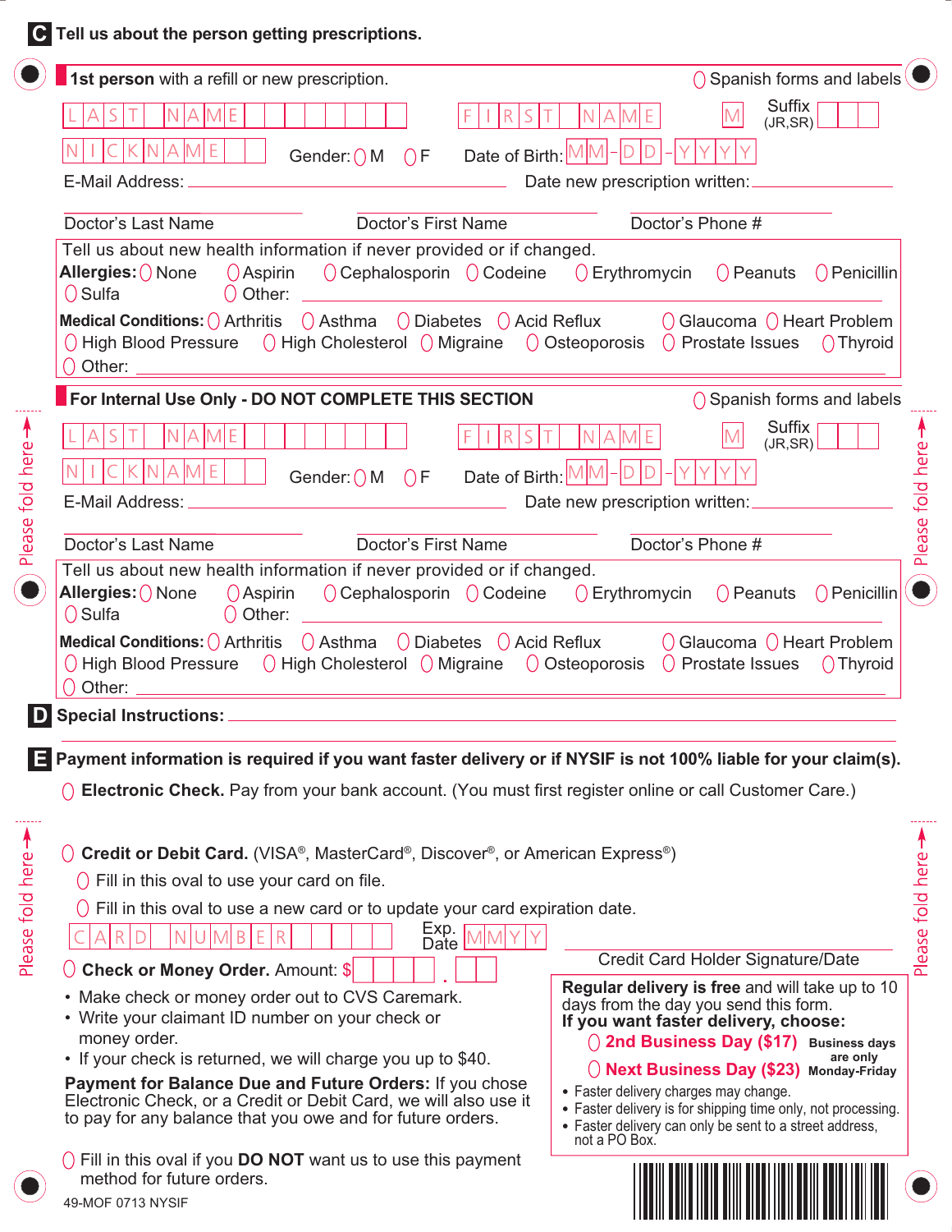## C Tell us about the person getting prescriptions.

**1st person** with a refill or new prescription. ◯ Spanish forms and labels

LAST NAME ___ FIRST NAME ___ M ___ Suffix (JR,SR) ___

NICKNAME ___ Gender: ◯ M ◯ F Date of Birth: MM-DD-YYYY

E-Mail Address: ___ Date new prescription written: ___

Doctor's Last Name ___ Doctor's First Name ___ Doctor's Phone # ___

Tell us about new health information if never provided or if changed.

**Allergies:** ◯ None ◯ Aspirin ◯ Cephalosporin ◯ Codeine ◯ Erythromycin ◯ Peanuts ◯ Penicillin ◯ Sulfa ◯ Other: ___

**Medical Conditions:** ◯ Arthritis ◯ Asthma ◯ Diabetes ◯ Acid Reflux ◯ Glaucoma ◯ Heart Problem ◯ High Blood Pressure ◯ High Cholesterol ◯ Migraine ◯ Osteoporosis ◯ Prostate Issues ◯ Thyroid ◯ Other: ___

**For Internal Use Only - DO NOT COMPLETE THIS SECTION** ◯ Spanish forms and labels

LAST NAME ___ FIRST NAME ___ M ___ Suffix (JR,SR) ___

NICKNAME ___ Gender: ◯ M ◯ F Date of Birth: MM-DD-YYYY

E-Mail Address: ___ Date new prescription written: ___

Doctor's Last Name ___ Doctor's First Name ___ Doctor's Phone # ___

Tell us about new health information if never provided or if changed.

**Allergies:** ◯ None ◯ Aspirin ◯ Cephalosporin ◯ Codeine ◯ Erythromycin ◯ Peanuts ◯ Penicillin ◯ Sulfa ◯ Other: ___

**Medical Conditions:** ◯ Arthritis ◯ Asthma ◯ Diabetes ◯ Acid Reflux ◯ Glaucoma ◯ Heart Problem ◯ High Blood Pressure ◯ High Cholesterol ◯ Migraine ◯ Osteoporosis ◯ Prostate Issues ◯ Thyroid ◯ Other: ___

## D Special Instructions: ___

## E Payment information is required if you want faster delivery or if NYSIF is not 100% liable for your claim(s).

◯ **Electronic Check.** Pay from your bank account. (You must first register online or call Customer Care.)

Please fold here

◯ **Credit or Debit Card.** (VISA®, MasterCard®, Discover®, or American Express®)

◯ Fill in this oval to use your card on file.

◯ Fill in this oval to use a new card or to update your card expiration date.

CARD NUMBER ___ Exp. Date MMYY

Credit Card Holder Signature/Date ___

◯ **Check or Money Order.** Amount: $ ___ . ___

- Make check or money order out to CVS Caremark.
- Write your claimant ID number on your check or money order.
- If your check is returned, we will charge you up to $40.

**Payment for Balance Due and Future Orders:** If you chose Electronic Check, or a Credit or Debit Card, we will also use it to pay for any balance that you owe and for future orders.

◯ Fill in this oval if you **DO NOT** want us to use this payment method for future orders.

**Regular delivery is free** and will take up to 10 days from the day you send this form.
**If you want faster delivery, choose:**

◯ **2nd Business Day ($17)**
◯ **Next Business Day ($23)**

**Business days are only Monday-Friday**

- Faster delivery charges may change.
- Faster delivery is for shipping time only, not processing.
- Faster delivery can only be sent to a street address, not a PO Box.

49-MOF 0713 NYSIF